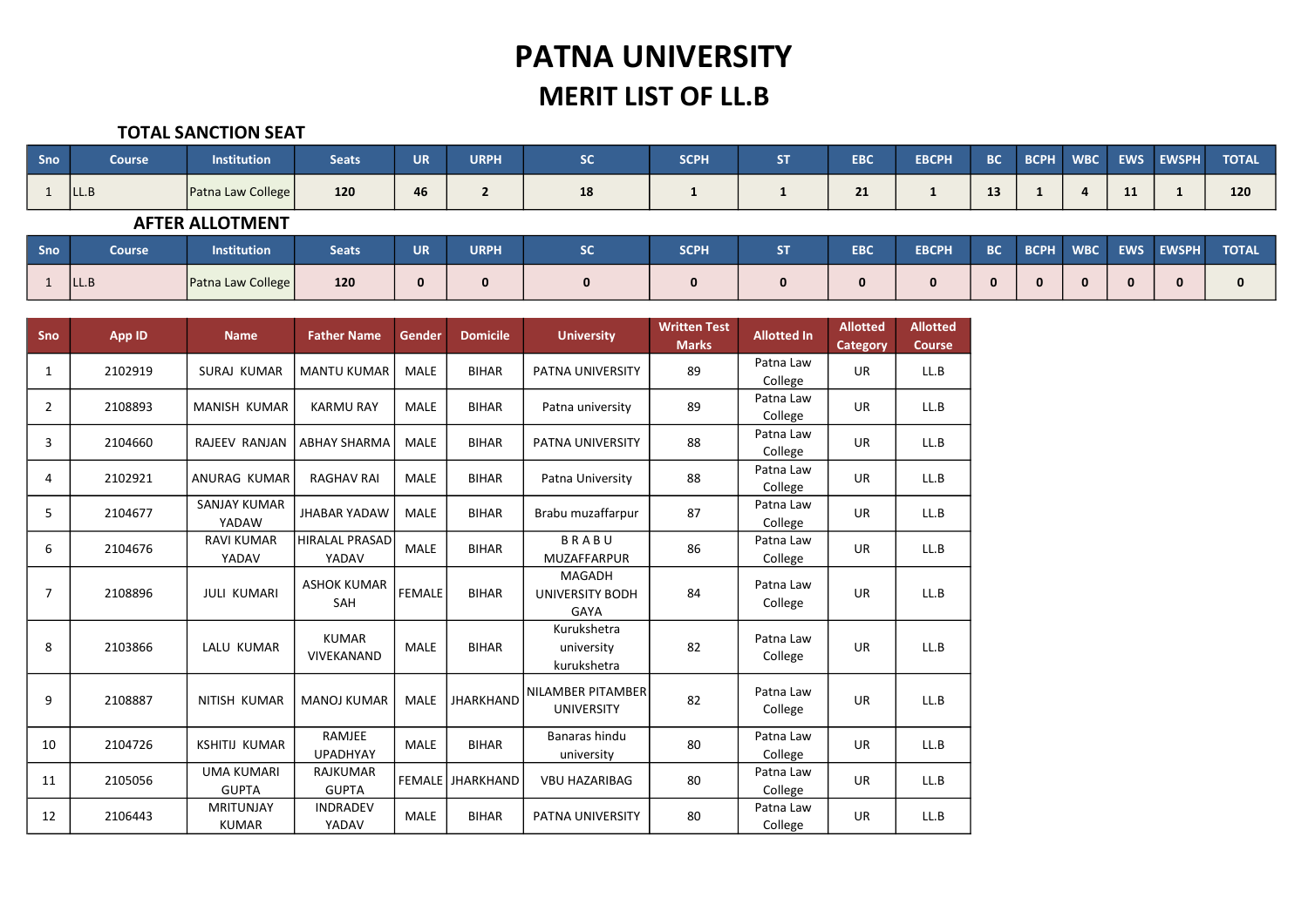# PATNA UNIVERSITY

## MERIT LIST OF LL.B

### TOTAL SANCTION SEAT

| Sno | Course | Institution | Seats | UR | URPH | SC | SCPH | ST | EBC | EBCPH | BC | BCPH | WBC | EWS | EWSPH | TOTAL |
|---|---|---|---|---|---|---|---|---|---|---|---|---|---|---|---|---|
| 1 | LL.B | Patna Law College | 120 | 46 | 2 | 18 | 1 | 1 | 21 | 1 | 13 | 1 | 4 | 11 | 1 | 120 |

### AFTER ALLOTMENT

| Sno | Course | Institution | Seats | UR | URPH | SC | SCPH | ST | EBC | EBCPH | BC | BCPH | WBC | EWS | EWSPH | TOTAL |
|---|---|---|---|---|---|---|---|---|---|---|---|---|---|---|---|---|
| 1 | LL.B | Patna Law College | 120 | 0 | 0 | 0 | 0 | 0 | 0 | 0 | 0 | 0 | 0 | 0 | 0 | 0 |

| Sno | App ID | Name | Father Name | Gender | Domicile | University | Written Test Marks | Allotted In | Allotted Category | Allotted Course |
|---|---|---|---|---|---|---|---|---|---|---|
| 1 | 2102919 | SURAJ KUMAR | MANTU KUMAR | MALE | BIHAR | PATNA UNIVERSITY | 89 | Patna Law College | UR | LL.B |
| 2 | 2108893 | MANISH KUMAR | KARMU RAY | MALE | BIHAR | Patna university | 89 | Patna Law College | UR | LL.B |
| 3 | 2104660 | RAJEEV RANJAN | ABHAY SHARMA | MALE | BIHAR | PATNA UNIVERSITY | 88 | Patna Law College | UR | LL.B |
| 4 | 2102921 | ANURAG KUMAR | RAGHAV RAI | MALE | BIHAR | Patna University | 88 | Patna Law College | UR | LL.B |
| 5 | 2104677 | SANJAY KUMAR YADAW | JHABAR YADAW | MALE | BIHAR | Brabu muzaffarpur | 87 | Patna Law College | UR | LL.B |
| 6 | 2104676 | RAVI KUMAR YADAV | HIRALAL PRASAD YADAV | MALE | BIHAR | B R A B U MUZAFFARPUR | 86 | Patna Law College | UR | LL.B |
| 7 | 2108896 | JULI KUMARI | ASHOK KUMAR SAH | FEMALE | BIHAR | MAGADH UNIVERSITY BODH GAYA | 84 | Patna Law College | UR | LL.B |
| 8 | 2103866 | LALU KUMAR | KUMAR VIVEKANAND | MALE | BIHAR | Kurukshetra university kurukshetra | 82 | Patna Law College | UR | LL.B |
| 9 | 2108887 | NITISH KUMAR | MANOJ KUMAR | MALE | JHARKHAND | NILAMBER PITAMBER UNIVERSITY | 82 | Patna Law College | UR | LL.B |
| 10 | 2104726 | KSHITIJ KUMAR | RAMJEE UPADHYAY | MALE | BIHAR | Banaras hindu university | 80 | Patna Law College | UR | LL.B |
| 11 | 2105056 | UMA KUMARI GUPTA | RAJKUMAR GUPTA | FEMALE | JHARKHAND | VBU HAZARIBAG | 80 | Patna Law College | UR | LL.B |
| 12 | 2106443 | MRITUNJAY KUMAR | INDRADEV YADAV | MALE | BIHAR | PATNA UNIVERSITY | 80 | Patna Law College | UR | LL.B |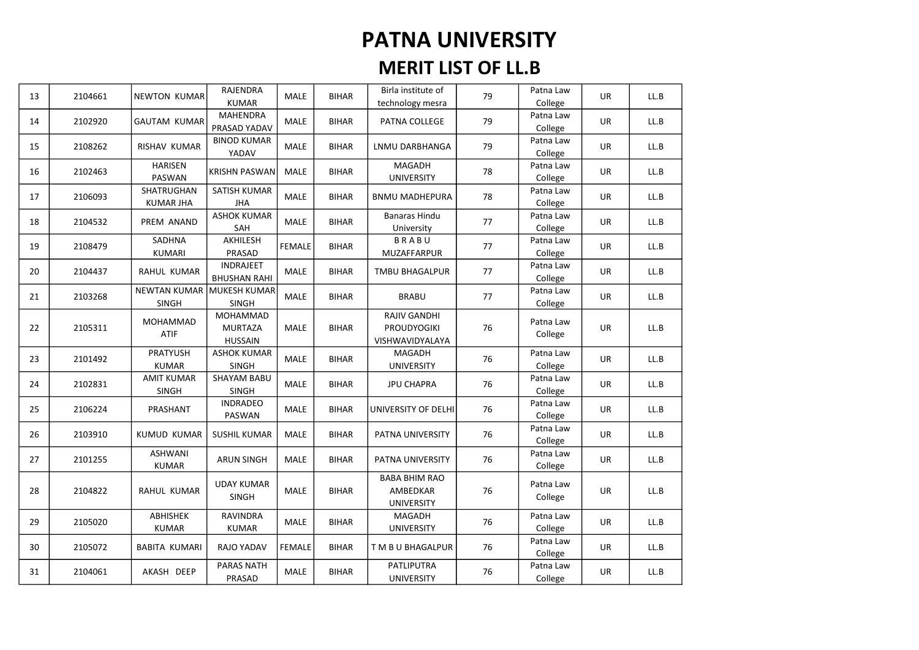# PATNA UNIVERSITY

## MERIT LIST OF LL.B

| | | | | | | | | | | |
|---|---|---|---|---|---|---|---|---|---|---|
| 13 | 2104661 | NEWTON KUMAR | RAJENDRA KUMAR | MALE | BIHAR | Birla institute of technology mesra | 79 | Patna Law College | UR | LL.B |
| 14 | 2102920 | GAUTAM KUMAR | MAHENDRA PRASAD YADAV | MALE | BIHAR | PATNA COLLEGE | 79 | Patna Law College | UR | LL.B |
| 15 | 2108262 | RISHAV KUMAR | BINOD KUMAR YADAV | MALE | BIHAR | LNMU DARBHANGA | 79 | Patna Law College | UR | LL.B |
| 16 | 2102463 | HARISEN PASWAN | KRISHN PASWAN | MALE | BIHAR | MAGADH UNIVERSITY | 78 | Patna Law College | UR | LL.B |
| 17 | 2106093 | SHATRUGHAN KUMAR JHA | SATISH KUMAR JHA | MALE | BIHAR | BNMU MADHEPURA | 78 | Patna Law College | UR | LL.B |
| 18 | 2104532 | PREM ANAND | ASHOK KUMAR SAH | MALE | BIHAR | Banaras Hindu University | 77 | Patna Law College | UR | LL.B |
| 19 | 2108479 | SADHNA KUMARI | AKHILESH PRASAD | FEMALE | BIHAR | B R A B U MUZAFFARPUR | 77 | Patna Law College | UR | LL.B |
| 20 | 2104437 | RAHUL KUMAR | INDRAJEET BHUSHAN RAHI | MALE | BIHAR | TMBU BHAGALPUR | 77 | Patna Law College | UR | LL.B |
| 21 | 2103268 | NEWTAN KUMAR SINGH | MUKESH KUMAR SINGH | MALE | BIHAR | BRABU | 77 | Patna Law College | UR | LL.B |
| 22 | 2105311 | MOHAMMAD ATIF | MOHAMMAD MURTAZA HUSSAIN | MALE | BIHAR | RAJIV GANDHI PROUDYOGIKI VISHWAVIDYALAYA | 76 | Patna Law College | UR | LL.B |
| 23 | 2101492 | PRATYUSH KUMAR | ASHOK KUMAR SINGH | MALE | BIHAR | MAGADH UNIVERSITY | 76 | Patna Law College | UR | LL.B |
| 24 | 2102831 | AMIT KUMAR SINGH | SHAYAM BABU SINGH | MALE | BIHAR | JPU CHAPRA | 76 | Patna Law College | UR | LL.B |
| 25 | 2106224 | PRASHANT | INDRADEO PASWAN | MALE | BIHAR | UNIVERSITY OF DELHI | 76 | Patna Law College | UR | LL.B |
| 26 | 2103910 | KUMUD KUMAR | SUSHIL KUMAR | MALE | BIHAR | PATNA UNIVERSITY | 76 | Patna Law College | UR | LL.B |
| 27 | 2101255 | ASHWANI KUMAR | ARUN SINGH | MALE | BIHAR | PATNA UNIVERSITY | 76 | Patna Law College | UR | LL.B |
| 28 | 2104822 | RAHUL KUMAR | UDAY KUMAR SINGH | MALE | BIHAR | BABA BHIM RAO AMBEDKAR UNIVERSITY | 76 | Patna Law College | UR | LL.B |
| 29 | 2105020 | ABHISHEK KUMAR | RAVINDRA KUMAR | MALE | BIHAR | MAGADH UNIVERSITY | 76 | Patna Law College | UR | LL.B |
| 30 | 2105072 | BABITA KUMARI | RAJO YADAV | FEMALE | BIHAR | T M B U BHAGALPUR | 76 | Patna Law College | UR | LL.B |
| 31 | 2104061 | AKASH DEEP | PARAS NATH PRASAD | MALE | BIHAR | PATLIPUTRA UNIVERSITY | 76 | Patna Law College | UR | LL.B |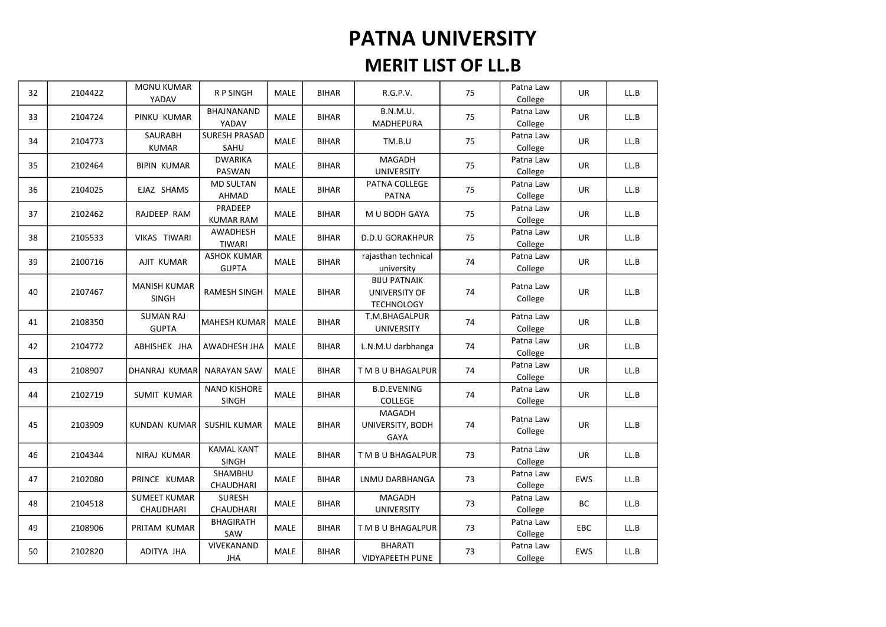# PATNA UNIVERSITY

## MERIT LIST OF LL.B

| | | | | | | | | | | |
|---|---|---|---|---|---|---|---|---|---|---|
| 32 | 2104422 | MONU KUMAR YADAV | R P SINGH | MALE | BIHAR | R.G.P.V. | 75 | Patna Law College | UR | LL.B |
| 33 | 2104724 | PINKU KUMAR | BHAJNANAND YADAV | MALE | BIHAR | B.N.M.U. MADHEPURA | 75 | Patna Law College | UR | LL.B |
| 34 | 2104773 | SAURABH KUMAR | SURESH PRASAD SAHU | MALE | BIHAR | TM.B.U | 75 | Patna Law College | UR | LL.B |
| 35 | 2102464 | BIPIN KUMAR | DWARIKA PASWAN | MALE | BIHAR | MAGADH UNIVERSITY | 75 | Patna Law College | UR | LL.B |
| 36 | 2104025 | EJAZ SHAMS | MD SULTAN AHMAD | MALE | BIHAR | PATNA COLLEGE PATNA | 75 | Patna Law College | UR | LL.B |
| 37 | 2102462 | RAJDEEP RAM | PRADEEP KUMAR RAM | MALE | BIHAR | M U BODH GAYA | 75 | Patna Law College | UR | LL.B |
| 38 | 2105533 | VIKAS TIWARI | AWADHESH TIWARI | MALE | BIHAR | D.D.U GORAKHPUR | 75 | Patna Law College | UR | LL.B |
| 39 | 2100716 | AJIT KUMAR | ASHOK KUMAR GUPTA | MALE | BIHAR | rajasthan technical university | 74 | Patna Law College | UR | LL.B |
| 40 | 2107467 | MANISH KUMAR SINGH | RAMESH SINGH | MALE | BIHAR | BIJU PATNAIK UNIVERSITY OF TECHNOLOGY | 74 | Patna Law College | UR | LL.B |
| 41 | 2108350 | SUMAN RAJ GUPTA | MAHESH KUMAR | MALE | BIHAR | T.M.BHAGALPUR UNIVERSITY | 74 | Patna Law College | UR | LL.B |
| 42 | 2104772 | ABHISHEK JHA | AWADHESH JHA | MALE | BIHAR | L.N.M.U darbhanga | 74 | Patna Law College | UR | LL.B |
| 43 | 2108907 | DHANRAJ KUMAR | NARAYAN SAW | MALE | BIHAR | T M B U BHAGALPUR | 74 | Patna Law College | UR | LL.B |
| 44 | 2102719 | SUMIT KUMAR | NAND KISHORE SINGH | MALE | BIHAR | B.D.EVENING COLLEGE | 74 | Patna Law College | UR | LL.B |
| 45 | 2103909 | KUNDAN KUMAR | SUSHIL KUMAR | MALE | BIHAR | MAGADH UNIVERSITY, BODH GAYA | 74 | Patna Law College | UR | LL.B |
| 46 | 2104344 | NIRAJ KUMAR | KAMAL KANT SINGH | MALE | BIHAR | T M B U BHAGALPUR | 73 | Patna Law College | UR | LL.B |
| 47 | 2102080 | PRINCE KUMAR | SHAMBHU CHAUDHARI | MALE | BIHAR | LNMU DARBHANGA | 73 | Patna Law College | EWS | LL.B |
| 48 | 2104518 | SUMEET KUMAR CHAUDHARI | SURESH CHAUDHARI | MALE | BIHAR | MAGADH UNIVERSITY | 73 | Patna Law College | BC | LL.B |
| 49 | 2108906 | PRITAM KUMAR | BHAGIRATH SAW | MALE | BIHAR | T M B U BHAGALPUR | 73 | Patna Law College | EBC | LL.B |
| 50 | 2102820 | ADITYA JHA | VIVEKANAND JHA | MALE | BIHAR | BHARATI VIDYAPEETH PUNE | 73 | Patna Law College | EWS | LL.B |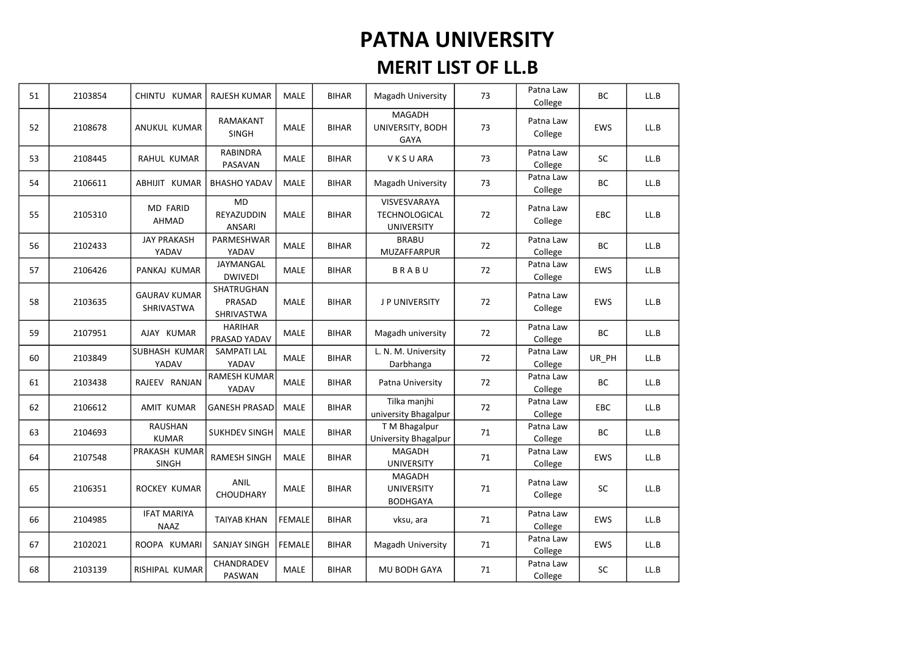# PATNA UNIVERSITY

## MERIT LIST OF LL.B

| | | | | | | | | | | |
|---|---|---|---|---|---|---|---|---|---|---|
| 51 | 2103854 | CHINTU KUMAR | RAJESH KUMAR | MALE | BIHAR | Magadh University | 73 | Patna Law College | BC | LL.B |
| 52 | 2108678 | ANUKUL KUMAR | RAMAKANT SINGH | MALE | BIHAR | MAGADH UNIVERSITY, BODH GAYA | 73 | Patna Law College | EWS | LL.B |
| 53 | 2108445 | RAHUL KUMAR | RABINDRA PASAVAN | MALE | BIHAR | V K S U ARA | 73 | Patna Law College | SC | LL.B |
| 54 | 2106611 | ABHIJIT KUMAR | BHASHO YADAV | MALE | BIHAR | Magadh University | 73 | Patna Law College | BC | LL.B |
| 55 | 2105310 | MD FARID AHMAD | MD REYAZUDDIN ANSARI | MALE | BIHAR | VISVESVARAYA TECHNOLOGICAL UNIVERSITY | 72 | Patna Law College | EBC | LL.B |
| 56 | 2102433 | JAY PRAKASH YADAV | PARMESHWAR YADAV | MALE | BIHAR | BRABU MUZAFFARPUR | 72 | Patna Law College | BC | LL.B |
| 57 | 2106426 | PANKAJ KUMAR | JAYMANGAL DWIVEDI | MALE | BIHAR | B R A B U | 72 | Patna Law College | EWS | LL.B |
| 58 | 2103635 | GAURAV KUMAR SHRIVASTWA | SHATRUGHAN PRASAD SHRIVASTWA | MALE | BIHAR | J P UNIVERSITY | 72 | Patna Law College | EWS | LL.B |
| 59 | 2107951 | AJAY KUMAR | HARIHAR PRASAD YADAV | MALE | BIHAR | Magadh university | 72 | Patna Law College | BC | LL.B |
| 60 | 2103849 | SUBHASH KUMAR YADAV | SAMPATI LAL YADAV | MALE | BIHAR | L. N. M. University Darbhanga | 72 | Patna Law College | UR_PH | LL.B |
| 61 | 2103438 | RAJEEV RANJAN | RAMESH KUMAR YADAV | MALE | BIHAR | Patna University | 72 | Patna Law College | BC | LL.B |
| 62 | 2106612 | AMIT KUMAR | GANESH PRASAD | MALE | BIHAR | Tilka manjhi university Bhagalpur | 72 | Patna Law College | EBC | LL.B |
| 63 | 2104693 | RAUSHAN KUMAR | SUKHDEV SINGH | MALE | BIHAR | T M Bhagalpur University Bhagalpur | 71 | Patna Law College | BC | LL.B |
| 64 | 2107548 | PRAKASH KUMAR SINGH | RAMESH SINGH | MALE | BIHAR | MAGADH UNIVERSITY | 71 | Patna Law College | EWS | LL.B |
| 65 | 2106351 | ROCKEY KUMAR | ANIL CHOUDHARY | MALE | BIHAR | MAGADH UNIVERSITY BODHGAYA | 71 | Patna Law College | SC | LL.B |
| 66 | 2104985 | IFAT MARIYA NAAZ | TAIYAB KHAN | FEMALE | BIHAR | vksu, ara | 71 | Patna Law College | EWS | LL.B |
| 67 | 2102021 | ROOPA KUMARI | SANJAY SINGH | FEMALE | BIHAR | Magadh University | 71 | Patna Law College | EWS | LL.B |
| 68 | 2103139 | RISHIPAL KUMAR | CHANDRADEV PASWAN | MALE | BIHAR | MU BODH GAYA | 71 | Patna Law College | SC | LL.B |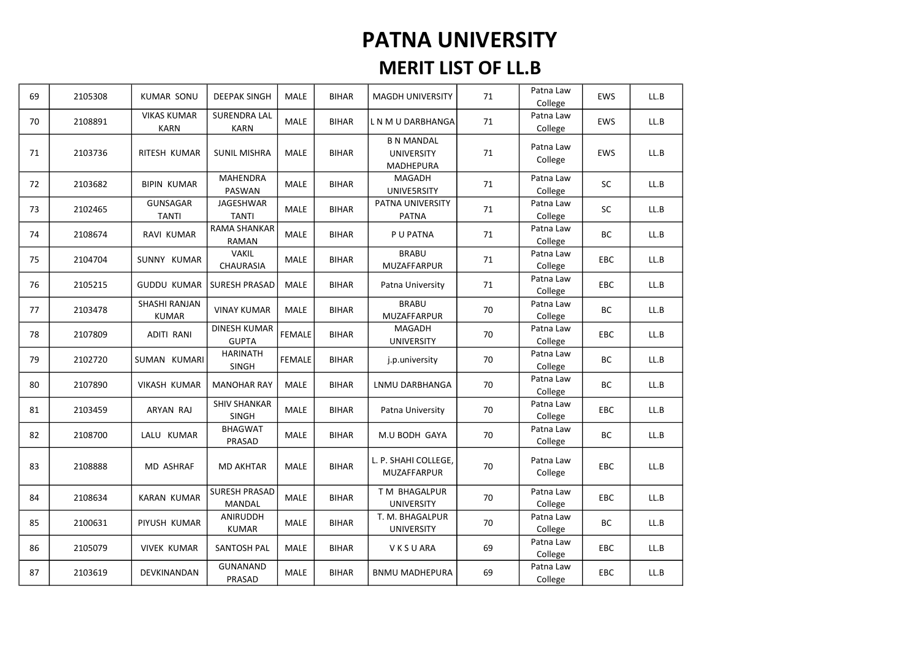# PATNA UNIVERSITY

## MERIT LIST OF LL.B

| | | | | | | | | | | |
|---|---|---|---|---|---|---|---|---|---|---|
| 69 | 2105308 | KUMAR SONU | DEEPAK SINGH | MALE | BIHAR | MAGDH UNIVERSITY | 71 | Patna Law College | EWS | LL.B |
| 70 | 2108891 | VIKAS KUMAR KARN | SURENDRA LAL KARN | MALE | BIHAR | L N M U DARBHANGA | 71 | Patna Law College | EWS | LL.B |
| 71 | 2103736 | RITESH KUMAR | SUNIL MISHRA | MALE | BIHAR | B N MANDAL UNIVERSITY MADHEPURA | 71 | Patna Law College | EWS | LL.B |
| 72 | 2103682 | BIPIN KUMAR | MAHENDRA PASWAN | MALE | BIHAR | MAGADH UNIVE5RSITY | 71 | Patna Law College | SC | LL.B |
| 73 | 2102465 | GUNSAGAR TANTI | JAGESHWAR TANTI | MALE | BIHAR | PATNA UNIVERSITY PATNA | 71 | Patna Law College | SC | LL.B |
| 74 | 2108674 | RAVI KUMAR | RAMA SHANKAR RAMAN | MALE | BIHAR | P U PATNA | 71 | Patna Law College | BC | LL.B |
| 75 | 2104704 | SUNNY KUMAR | VAKIL CHAURASIA | MALE | BIHAR | BRABU MUZAFFARPUR | 71 | Patna Law College | EBC | LL.B |
| 76 | 2105215 | GUDDU KUMAR | SURESH PRASAD | MALE | BIHAR | Patna University | 71 | Patna Law College | EBC | LL.B |
| 77 | 2103478 | SHASHI RANJAN KUMAR | VINAY KUMAR | MALE | BIHAR | BRABU MUZAFFARPUR | 70 | Patna Law College | BC | LL.B |
| 78 | 2107809 | ADITI RANI | DINESH KUMAR GUPTA | FEMALE | BIHAR | MAGADH UNIVERSITY | 70 | Patna Law College | EBC | LL.B |
| 79 | 2102720 | SUMAN KUMARI | HARINATH SINGH | FEMALE | BIHAR | j.p.university | 70 | Patna Law College | BC | LL.B |
| 80 | 2107890 | VIKASH KUMAR | MANOHAR RAY | MALE | BIHAR | LNMU DARBHANGA | 70 | Patna Law College | BC | LL.B |
| 81 | 2103459 | ARYAN RAJ | SHIV SHANKAR SINGH | MALE | BIHAR | Patna University | 70 | Patna Law College | EBC | LL.B |
| 82 | 2108700 | LALU KUMAR | BHAGWAT PRASAD | MALE | BIHAR | M.U BODH GAYA | 70 | Patna Law College | BC | LL.B |
| 83 | 2108888 | MD ASHRAF | MD AKHTAR | MALE | BIHAR | L. P. SHAHI COLLEGE, MUZAFFARPUR | 70 | Patna Law College | EBC | LL.B |
| 84 | 2108634 | KARAN KUMAR | SURESH PRASAD MANDAL | MALE | BIHAR | T M BHAGALPUR UNIVERSITY | 70 | Patna Law College | EBC | LL.B |
| 85 | 2100631 | PIYUSH KUMAR | ANIRUDDH KUMAR | MALE | BIHAR | T. M. BHAGALPUR UNIVERSITY | 70 | Patna Law College | BC | LL.B |
| 86 | 2105079 | VIVEK KUMAR | SANTOSH PAL | MALE | BIHAR | V K S U ARA | 69 | Patna Law College | EBC | LL.B |
| 87 | 2103619 | DEVKINANDAN | GUNANAND PRASAD | MALE | BIHAR | BNMU MADHEPURA | 69 | Patna Law College | EBC | LL.B |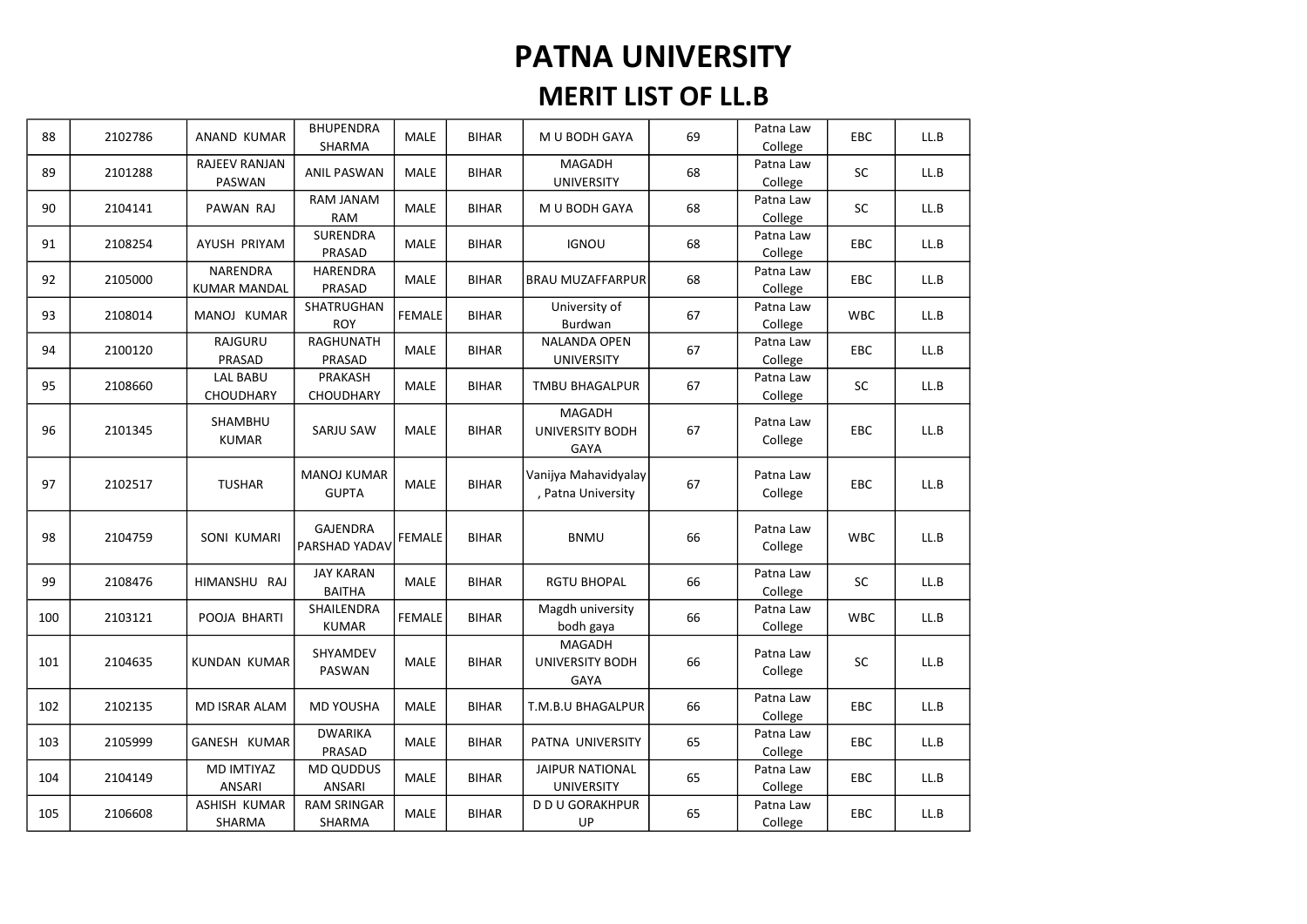# PATNA UNIVERSITY

## MERIT LIST OF LL.B

| | | | | | | | | | | |
|---|---|---|---|---|---|---|---|---|---|---|
| 88 | 2102786 | ANAND KUMAR | BHUPENDRA SHARMA | MALE | BIHAR | M U BODH GAYA | 69 | Patna Law College | EBC | LL.B |
| 89 | 2101288 | RAJEEV RANJAN PASWAN | ANIL PASWAN | MALE | BIHAR | MAGADH UNIVERSITY | 68 | Patna Law College | SC | LL.B |
| 90 | 2104141 | PAWAN RAJ | RAM JANAM RAM | MALE | BIHAR | M U BODH GAYA | 68 | Patna Law College | SC | LL.B |
| 91 | 2108254 | AYUSH PRIYAM | SURENDRA PRASAD | MALE | BIHAR | IGNOU | 68 | Patna Law College | EBC | LL.B |
| 92 | 2105000 | NARENDRA KUMAR MANDAL | HARENDRA PRASAD | MALE | BIHAR | BRAU MUZAFFARPUR | 68 | Patna Law College | EBC | LL.B |
| 93 | 2108014 | MANOJ KUMAR | SHATRUGHAN ROY | FEMALE | BIHAR | University of Burdwan | 67 | Patna Law College | WBC | LL.B |
| 94 | 2100120 | RAJGURU PRASAD | RAGHUNATH PRASAD | MALE | BIHAR | NALANDA OPEN UNIVERSITY | 67 | Patna Law College | EBC | LL.B |
| 95 | 2108660 | LAL BABU CHOUDHARY | PRAKASH CHOUDHARY | MALE | BIHAR | TMBU BHAGALPUR | 67 | Patna Law College | SC | LL.B |
| 96 | 2101345 | SHAMBHU KUMAR | SARJU SAW | MALE | BIHAR | MAGADH UNIVERSITY BODH GAYA | 67 | Patna Law College | EBC | LL.B |
| 97 | 2102517 | TUSHAR | MANOJ KUMAR GUPTA | MALE | BIHAR | Vanijya Mahavidyalay , Patna University | 67 | Patna Law College | EBC | LL.B |
| 98 | 2104759 | SONI KUMARI | GAJENDRA PARSHAD YADAV | FEMALE | BIHAR | BNMU | 66 | Patna Law College | WBC | LL.B |
| 99 | 2108476 | HIMANSHU RAJ | JAY KARAN BAITHA | MALE | BIHAR | RGTU BHOPAL | 66 | Patna Law College | SC | LL.B |
| 100 | 2103121 | POOJA BHARTI | SHAILENDRA KUMAR | FEMALE | BIHAR | Magdh university bodh gaya | 66 | Patna Law College | WBC | LL.B |
| 101 | 2104635 | KUNDAN KUMAR | SHYAMDEV PASWAN | MALE | BIHAR | MAGADH UNIVERSITY BODH GAYA | 66 | Patna Law College | SC | LL.B |
| 102 | 2102135 | MD ISRAR ALAM | MD YOUSHA | MALE | BIHAR | T.M.B.U BHAGALPUR | 66 | Patna Law College | EBC | LL.B |
| 103 | 2105999 | GANESH KUMAR | DWARIKA PRASAD | MALE | BIHAR | PATNA UNIVERSITY | 65 | Patna Law College | EBC | LL.B |
| 104 | 2104149 | MD IMTIYAZ ANSARI | MD QUDDUS ANSARI | MALE | BIHAR | JAIPUR NATIONAL UNIVERSITY | 65 | Patna Law College | EBC | LL.B |
| 105 | 2106608 | ASHISH KUMAR SHARMA | RAM SRINGAR SHARMA | MALE | BIHAR | D D U GORAKHPUR UP | 65 | Patna Law College | EBC | LL.B |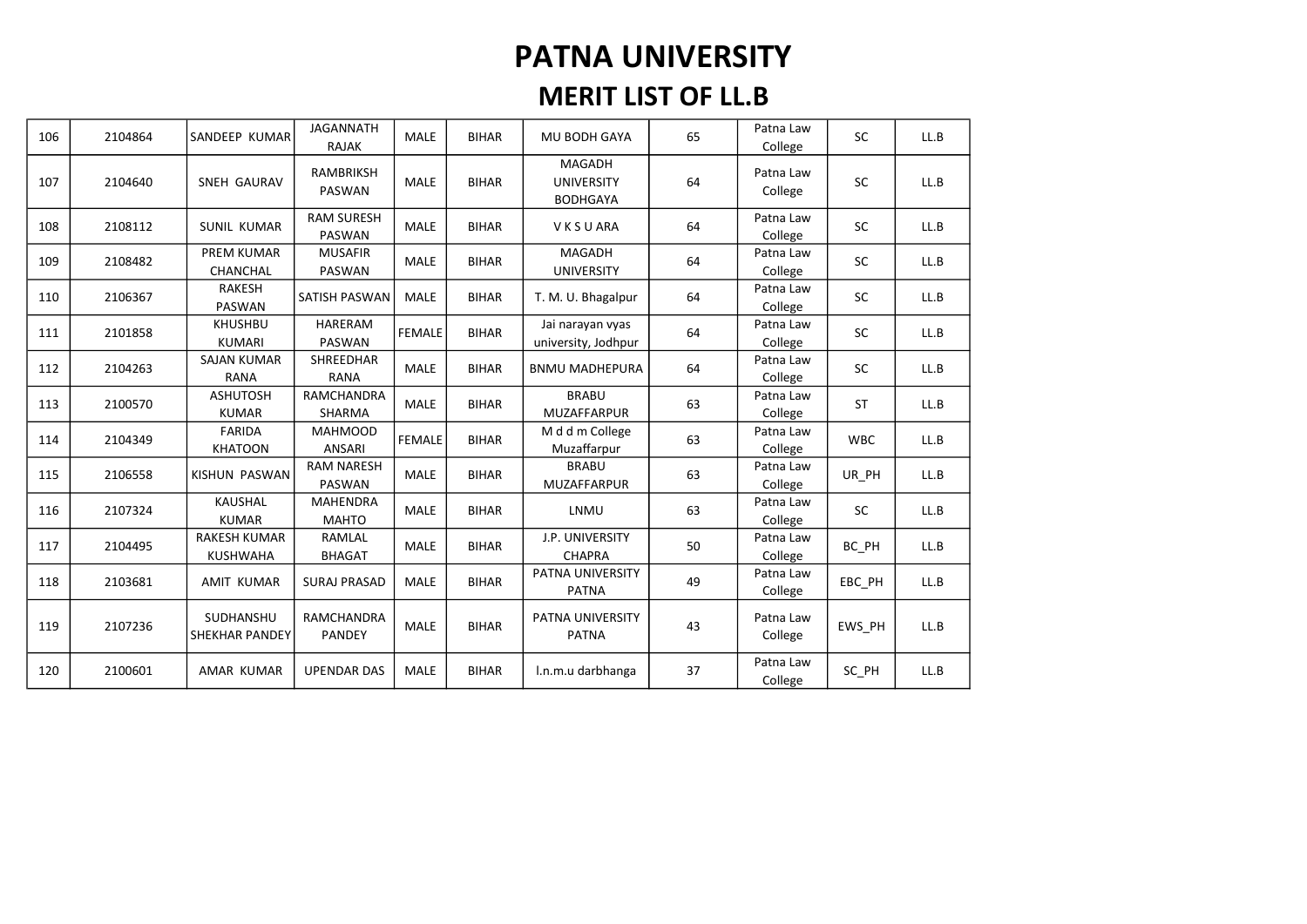# PATNA UNIVERSITY

## MERIT LIST OF LL.B

| | | | | | | | | | | |
|---|---|---|---|---|---|---|---|---|---|---|
| 106 | 2104864 | SANDEEP KUMAR | JAGANNATH RAJAK | MALE | BIHAR | MU BODH GAYA | 65 | Patna Law College | SC | LL.B |
| 107 | 2104640 | SNEH GAURAV | RAMBRIKSH PASWAN | MALE | BIHAR | MAGADH UNIVERSITY BODHGAYA | 64 | Patna Law College | SC | LL.B |
| 108 | 2108112 | SUNIL KUMAR | RAM SURESH PASWAN | MALE | BIHAR | V K S U ARA | 64 | Patna Law College | SC | LL.B |
| 109 | 2108482 | PREM KUMAR CHANCHAL | MUSAFIR PASWAN | MALE | BIHAR | MAGADH UNIVERSITY | 64 | Patna Law College | SC | LL.B |
| 110 | 2106367 | RAKESH PASWAN | SATISH PASWAN | MALE | BIHAR | T. M. U. Bhagalpur | 64 | Patna Law College | SC | LL.B |
| 111 | 2101858 | KHUSHBU KUMARI | HARERAM PASWAN | FEMALE | BIHAR | Jai narayan vyas university, Jodhpur | 64 | Patna Law College | SC | LL.B |
| 112 | 2104263 | SAJAN KUMAR RANA | SHREEDHAR RANA | MALE | BIHAR | BNMU MADHEPURA | 64 | Patna Law College | SC | LL.B |
| 113 | 2100570 | ASHUTOSH KUMAR | RAMCHANDRA SHARMA | MALE | BIHAR | BRABU MUZAFFARPUR | 63 | Patna Law College | ST | LL.B |
| 114 | 2104349 | FARIDA KHATOON | MAHMOOD ANSARI | FEMALE | BIHAR | M d d m College Muzaffarpur | 63 | Patna Law College | WBC | LL.B |
| 115 | 2106558 | KISHUN PASWAN | RAM NARESH PASWAN | MALE | BIHAR | BRABU MUZAFFARPUR | 63 | Patna Law College | UR_PH | LL.B |
| 116 | 2107324 | KAUSHAL KUMAR | MAHENDRA MAHTO | MALE | BIHAR | LNMU | 63 | Patna Law College | SC | LL.B |
| 117 | 2104495 | RAKESH KUMAR KUSHWAHA | RAMLAL BHAGAT | MALE | BIHAR | J.P. UNIVERSITY CHAPRA | 50 | Patna Law College | BC_PH | LL.B |
| 118 | 2103681 | AMIT KUMAR | SURAJ PRASAD | MALE | BIHAR | PATNA UNIVERSITY PATNA | 49 | Patna Law College | EBC_PH | LL.B |
| 119 | 2107236 | SUDHANSHU SHEKHAR PANDEY | RAMCHANDRA PANDEY | MALE | BIHAR | PATNA UNIVERSITY PATNA | 43 | Patna Law College | EWS_PH | LL.B |
| 120 | 2100601 | AMAR KUMAR | UPENDAR DAS | MALE | BIHAR | l.n.m.u darbhanga | 37 | Patna Law College | SC_PH | LL.B |